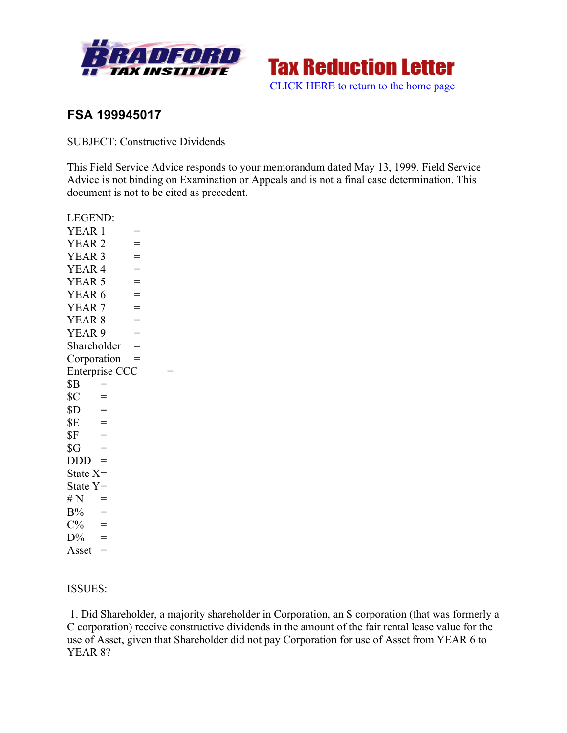**BRADFORD TAX INSTITUTE**

**Tax Reduction Letter**

CLICK HERE to return to the home page

## FSA 199945017

SUBJECT: Constructive Dividends

This Field Service Advice responds to your memorandum dated May 13, 1999. Field Service Advice is not binding on Examination or Appeals and is not a final case determination. This document is not to be cited as precedent.

LEGEND:

YEAR 1 =
YEAR 2 =
YEAR 3 =
YEAR 4 =
YEAR 5 =
YEAR 6 =
YEAR 7 =
YEAR 8 =
YEAR 9 =
Shareholder =
Corporation =
Enterprise CCC =
$B =
$C =
$D =
$E =
$F =
$G =
DDD =
State X=
State Y=
# N =
B% =
C% =
D% =
Asset =

ISSUES:

1. Did Shareholder, a majority shareholder in Corporation, an S corporation (that was formerly a C corporation) receive constructive dividends in the amount of the fair rental lease value for the use of Asset, given that Shareholder did not pay Corporation for use of Asset from YEAR 6 to YEAR 8?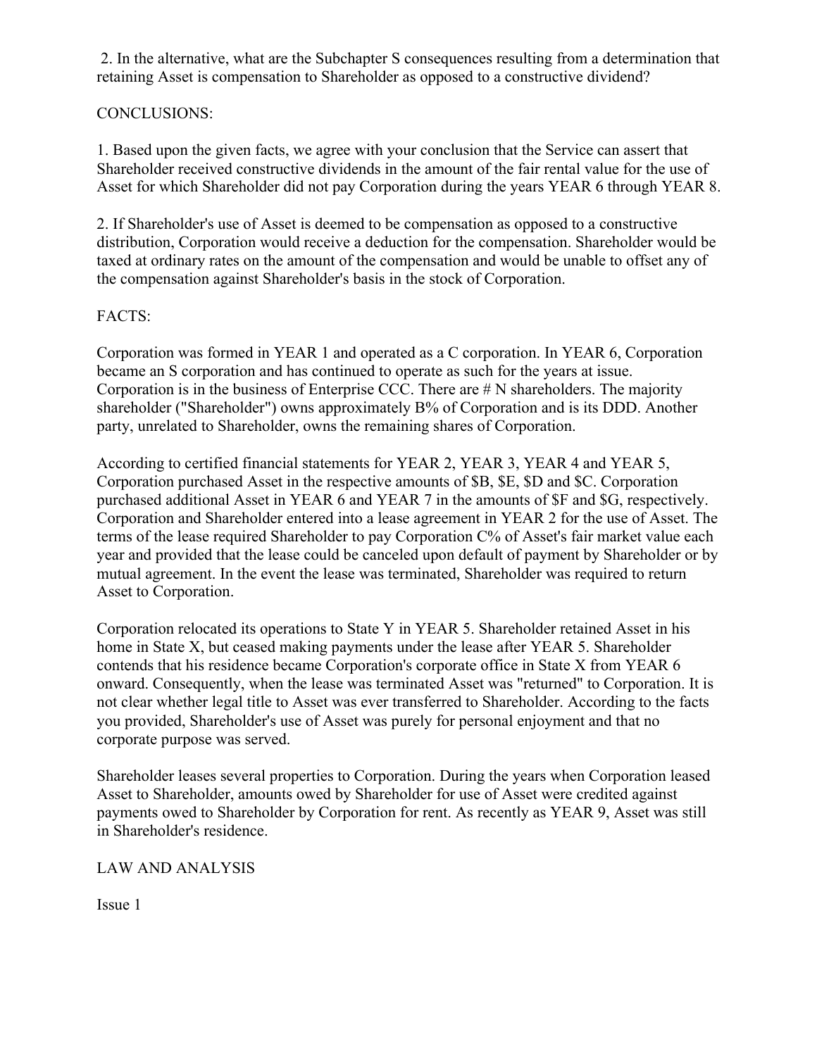2. In the alternative, what are the Subchapter S consequences resulting from a determination that retaining Asset is compensation to Shareholder as opposed to a constructive dividend?

CONCLUSIONS:

1. Based upon the given facts, we agree with your conclusion that the Service can assert that Shareholder received constructive dividends in the amount of the fair rental value for the use of Asset for which Shareholder did not pay Corporation during the years YEAR 6 through YEAR 8.

2. If Shareholder's use of Asset is deemed to be compensation as opposed to a constructive distribution, Corporation would receive a deduction for the compensation. Shareholder would be taxed at ordinary rates on the amount of the compensation and would be unable to offset any of the compensation against Shareholder's basis in the stock of Corporation.

FACTS:

Corporation was formed in YEAR 1 and operated as a C corporation. In YEAR 6, Corporation became an S corporation and has continued to operate as such for the years at issue. Corporation is in the business of Enterprise CCC. There are # N shareholders. The majority shareholder ("Shareholder") owns approximately B% of Corporation and is its DDD. Another party, unrelated to Shareholder, owns the remaining shares of Corporation.

According to certified financial statements for YEAR 2, YEAR 3, YEAR 4 and YEAR 5, Corporation purchased Asset in the respective amounts of $B, $E, $D and $C. Corporation purchased additional Asset in YEAR 6 and YEAR 7 in the amounts of $F and $G, respectively. Corporation and Shareholder entered into a lease agreement in YEAR 2 for the use of Asset. The terms of the lease required Shareholder to pay Corporation C% of Asset's fair market value each year and provided that the lease could be canceled upon default of payment by Shareholder or by mutual agreement. In the event the lease was terminated, Shareholder was required to return Asset to Corporation.

Corporation relocated its operations to State Y in YEAR 5. Shareholder retained Asset in his home in State X, but ceased making payments under the lease after YEAR 5. Shareholder contends that his residence became Corporation's corporate office in State X from YEAR 6 onward. Consequently, when the lease was terminated Asset was "returned" to Corporation. It is not clear whether legal title to Asset was ever transferred to Shareholder. According to the facts you provided, Shareholder's use of Asset was purely for personal enjoyment and that no corporate purpose was served.

Shareholder leases several properties to Corporation. During the years when Corporation leased Asset to Shareholder, amounts owed by Shareholder for use of Asset were credited against payments owed to Shareholder by Corporation for rent. As recently as YEAR 9, Asset was still in Shareholder's residence.

LAW AND ANALYSIS

Issue 1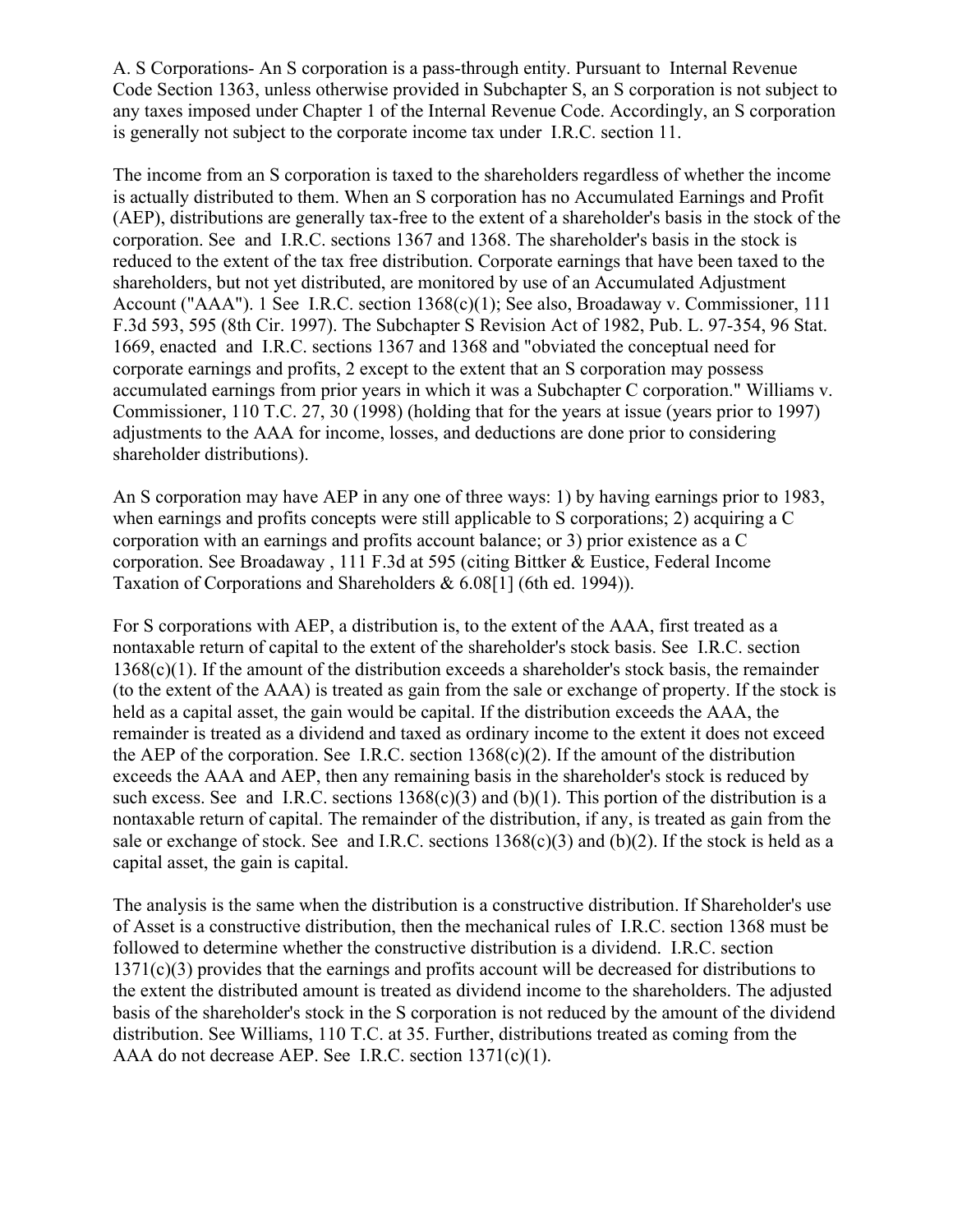A. S Corporations- An S corporation is a pass-through entity. Pursuant to Internal Revenue Code Section 1363, unless otherwise provided in Subchapter S, an S corporation is not subject to any taxes imposed under Chapter 1 of the Internal Revenue Code. Accordingly, an S corporation is generally not subject to the corporate income tax under I.R.C. section 11.

The income from an S corporation is taxed to the shareholders regardless of whether the income is actually distributed to them. When an S corporation has no Accumulated Earnings and Profit (AEP), distributions are generally tax-free to the extent of a shareholder's basis in the stock of the corporation. See and I.R.C. sections 1367 and 1368. The shareholder's basis in the stock is reduced to the extent of the tax free distribution. Corporate earnings that have been taxed to the shareholders, but not yet distributed, are monitored by use of an Accumulated Adjustment Account ("AAA"). 1 See I.R.C. section 1368(c)(1); See also, Broadaway v. Commissioner, 111 F.3d 593, 595 (8th Cir. 1997). The Subchapter S Revision Act of 1982, Pub. L. 97-354, 96 Stat. 1669, enacted and I.R.C. sections 1367 and 1368 and "obviated the conceptual need for corporate earnings and profits, 2 except to the extent that an S corporation may possess accumulated earnings from prior years in which it was a Subchapter C corporation." Williams v. Commissioner, 110 T.C. 27, 30 (1998) (holding that for the years at issue (years prior to 1997) adjustments to the AAA for income, losses, and deductions are done prior to considering shareholder distributions).

An S corporation may have AEP in any one of three ways: 1) by having earnings prior to 1983, when earnings and profits concepts were still applicable to S corporations; 2) acquiring a C corporation with an earnings and profits account balance; or 3) prior existence as a C corporation. See Broadaway , 111 F.3d at 595 (citing Bittker & Eustice, Federal Income Taxation of Corporations and Shareholders & 6.08[1] (6th ed. 1994)).

For S corporations with AEP, a distribution is, to the extent of the AAA, first treated as a nontaxable return of capital to the extent of the shareholder's stock basis. See I.R.C. section 1368(c)(1). If the amount of the distribution exceeds a shareholder's stock basis, the remainder (to the extent of the AAA) is treated as gain from the sale or exchange of property. If the stock is held as a capital asset, the gain would be capital. If the distribution exceeds the AAA, the remainder is treated as a dividend and taxed as ordinary income to the extent it does not exceed the AEP of the corporation. See I.R.C. section 1368(c)(2). If the amount of the distribution exceeds the AAA and AEP, then any remaining basis in the shareholder's stock is reduced by such excess. See and I.R.C. sections 1368(c)(3) and (b)(1). This portion of the distribution is a nontaxable return of capital. The remainder of the distribution, if any, is treated as gain from the sale or exchange of stock. See and I.R.C. sections 1368(c)(3) and (b)(2). If the stock is held as a capital asset, the gain is capital.

The analysis is the same when the distribution is a constructive distribution. If Shareholder's use of Asset is a constructive distribution, then the mechanical rules of I.R.C. section 1368 must be followed to determine whether the constructive distribution is a dividend. I.R.C. section 1371(c)(3) provides that the earnings and profits account will be decreased for distributions to the extent the distributed amount is treated as dividend income to the shareholders. The adjusted basis of the shareholder's stock in the S corporation is not reduced by the amount of the dividend distribution. See Williams, 110 T.C. at 35. Further, distributions treated as coming from the AAA do not decrease AEP. See I.R.C. section 1371(c)(1).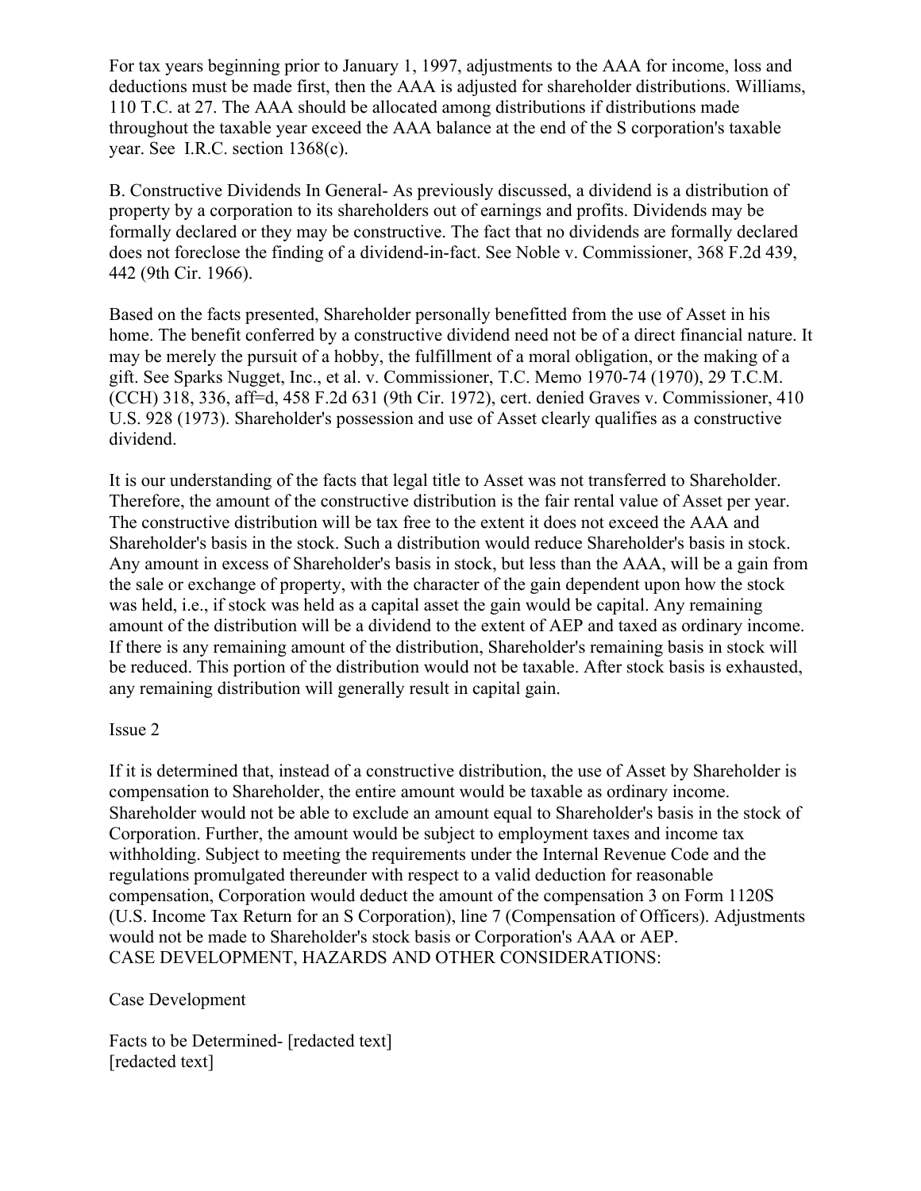For tax years beginning prior to January 1, 1997, adjustments to the AAA for income, loss and deductions must be made first, then the AAA is adjusted for shareholder distributions. Williams, 110 T.C. at 27. The AAA should be allocated among distributions if distributions made throughout the taxable year exceed the AAA balance at the end of the S corporation's taxable year. See I.R.C. section 1368(c).

B. Constructive Dividends In General- As previously discussed, a dividend is a distribution of property by a corporation to its shareholders out of earnings and profits. Dividends may be formally declared or they may be constructive. The fact that no dividends are formally declared does not foreclose the finding of a dividend-in-fact. See Noble v. Commissioner, 368 F.2d 439, 442 (9th Cir. 1966).

Based on the facts presented, Shareholder personally benefitted from the use of Asset in his home. The benefit conferred by a constructive dividend need not be of a direct financial nature. It may be merely the pursuit of a hobby, the fulfillment of a moral obligation, or the making of a gift. See Sparks Nugget, Inc., et al. v. Commissioner, T.C. Memo 1970-74 (1970), 29 T.C.M. (CCH) 318, 336, aff=d, 458 F.2d 631 (9th Cir. 1972), cert. denied Graves v. Commissioner, 410 U.S. 928 (1973). Shareholder's possession and use of Asset clearly qualifies as a constructive dividend.

It is our understanding of the facts that legal title to Asset was not transferred to Shareholder. Therefore, the amount of the constructive distribution is the fair rental value of Asset per year. The constructive distribution will be tax free to the extent it does not exceed the AAA and Shareholder's basis in the stock. Such a distribution would reduce Shareholder's basis in stock. Any amount in excess of Shareholder's basis in stock, but less than the AAA, will be a gain from the sale or exchange of property, with the character of the gain dependent upon how the stock was held, i.e., if stock was held as a capital asset the gain would be capital. Any remaining amount of the distribution will be a dividend to the extent of AEP and taxed as ordinary income. If there is any remaining amount of the distribution, Shareholder's remaining basis in stock will be reduced. This portion of the distribution would not be taxable. After stock basis is exhausted, any remaining distribution will generally result in capital gain.

Issue 2

If it is determined that, instead of a constructive distribution, the use of Asset by Shareholder is compensation to Shareholder, the entire amount would be taxable as ordinary income. Shareholder would not be able to exclude an amount equal to Shareholder's basis in the stock of Corporation. Further, the amount would be subject to employment taxes and income tax withholding. Subject to meeting the requirements under the Internal Revenue Code and the regulations promulgated thereunder with respect to a valid deduction for reasonable compensation, Corporation would deduct the amount of the compensation 3 on Form 1120S (U.S. Income Tax Return for an S Corporation), line 7 (Compensation of Officers). Adjustments would not be made to Shareholder's stock basis or Corporation's AAA or AEP.

CASE DEVELOPMENT, HAZARDS AND OTHER CONSIDERATIONS:

Case Development

Facts to be Determined- [redacted text]
[redacted text]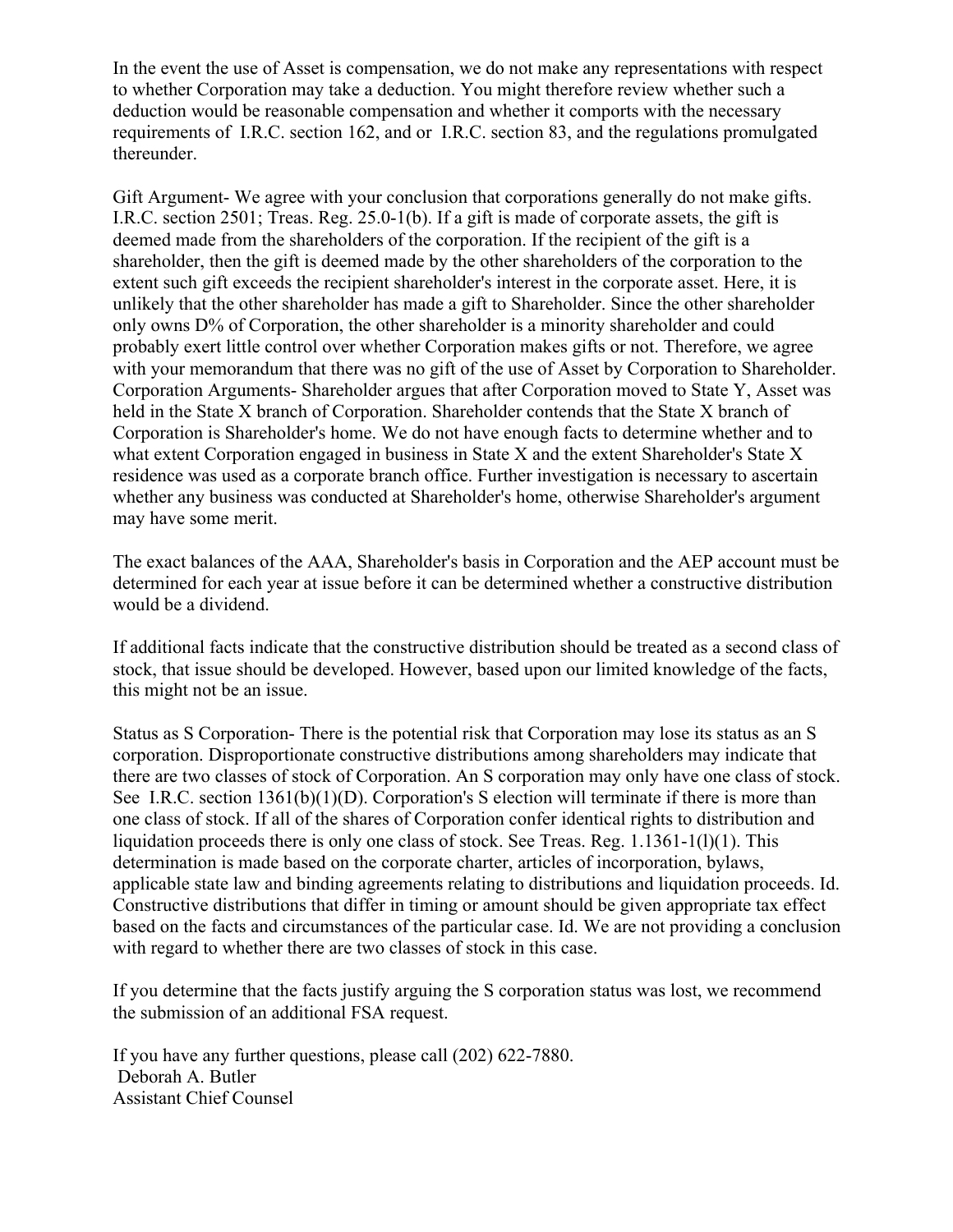In the event the use of Asset is compensation, we do not make any representations with respect to whether Corporation may take a deduction. You might therefore review whether such a deduction would be reasonable compensation and whether it comports with the necessary requirements of I.R.C. section 162, and or I.R.C. section 83, and the regulations promulgated thereunder.

Gift Argument- We agree with your conclusion that corporations generally do not make gifts. I.R.C. section 2501; Treas. Reg. 25.0-1(b). If a gift is made of corporate assets, the gift is deemed made from the shareholders of the corporation. If the recipient of the gift is a shareholder, then the gift is deemed made by the other shareholders of the corporation to the extent such gift exceeds the recipient shareholder's interest in the corporate asset. Here, it is unlikely that the other shareholder has made a gift to Shareholder. Since the other shareholder only owns D% of Corporation, the other shareholder is a minority shareholder and could probably exert little control over whether Corporation makes gifts or not. Therefore, we agree with your memorandum that there was no gift of the use of Asset by Corporation to Shareholder.
Corporation Arguments- Shareholder argues that after Corporation moved to State Y, Asset was held in the State X branch of Corporation. Shareholder contends that the State X branch of Corporation is Shareholder's home. We do not have enough facts to determine whether and to what extent Corporation engaged in business in State X and the extent Shareholder's State X residence was used as a corporate branch office. Further investigation is necessary to ascertain whether any business was conducted at Shareholder's home, otherwise Shareholder's argument may have some merit.

The exact balances of the AAA, Shareholder's basis in Corporation and the AEP account must be determined for each year at issue before it can be determined whether a constructive distribution would be a dividend.

If additional facts indicate that the constructive distribution should be treated as a second class of stock, that issue should be developed. However, based upon our limited knowledge of the facts, this might not be an issue.

Status as S Corporation- There is the potential risk that Corporation may lose its status as an S corporation. Disproportionate constructive distributions among shareholders may indicate that there are two classes of stock of Corporation. An S corporation may only have one class of stock. See I.R.C. section 1361(b)(1)(D). Corporation's S election will terminate if there is more than one class of stock. If all of the shares of Corporation confer identical rights to distribution and liquidation proceeds there is only one class of stock. See Treas. Reg. 1.1361-1(l)(1). This determination is made based on the corporate charter, articles of incorporation, bylaws, applicable state law and binding agreements relating to distributions and liquidation proceeds. Id. Constructive distributions that differ in timing or amount should be given appropriate tax effect based on the facts and circumstances of the particular case. Id. We are not providing a conclusion with regard to whether there are two classes of stock in this case.

If you determine that the facts justify arguing the S corporation status was lost, we recommend the submission of an additional FSA request.

If you have any further questions, please call (202) 622-7880.
Deborah A. Butler
Assistant Chief Counsel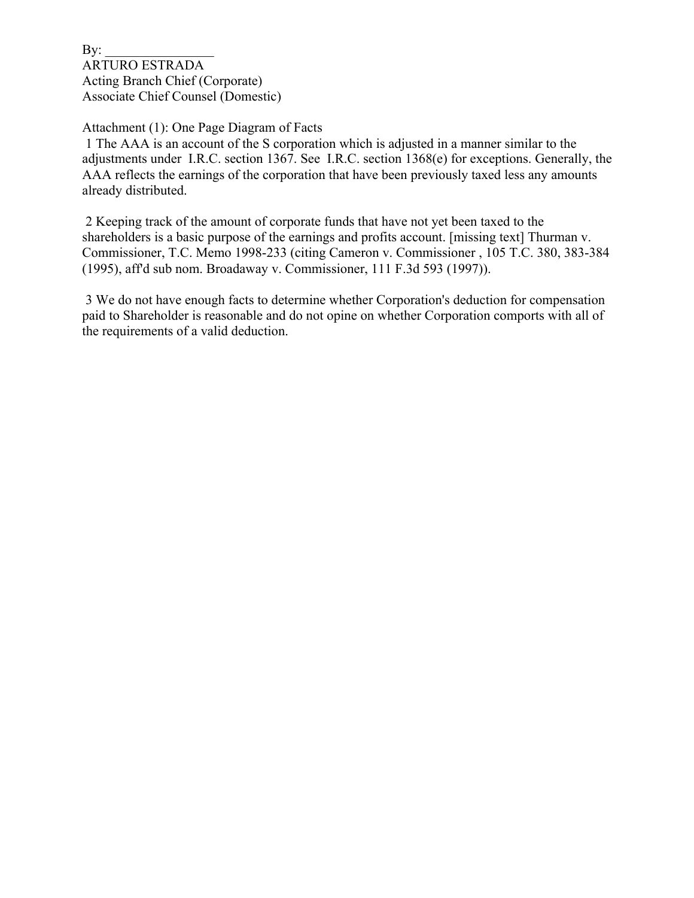By: ________________
ARTURO ESTRADA
Acting Branch Chief (Corporate)
Associate Chief Counsel (Domestic)

Attachment (1): One Page Diagram of Facts

1 The AAA is an account of the S corporation which is adjusted in a manner similar to the adjustments under I.R.C. section 1367. See I.R.C. section 1368(e) for exceptions. Generally, the AAA reflects the earnings of the corporation that have been previously taxed less any amounts already distributed.

2 Keeping track of the amount of corporate funds that have not yet been taxed to the shareholders is a basic purpose of the earnings and profits account. [missing text] Thurman v. Commissioner, T.C. Memo 1998-233 (citing Cameron v. Commissioner , 105 T.C. 380, 383-384 (1995), aff'd sub nom. Broadaway v. Commissioner, 111 F.3d 593 (1997)).

3 We do not have enough facts to determine whether Corporation's deduction for compensation paid to Shareholder is reasonable and do not opine on whether Corporation comports with all of the requirements of a valid deduction.